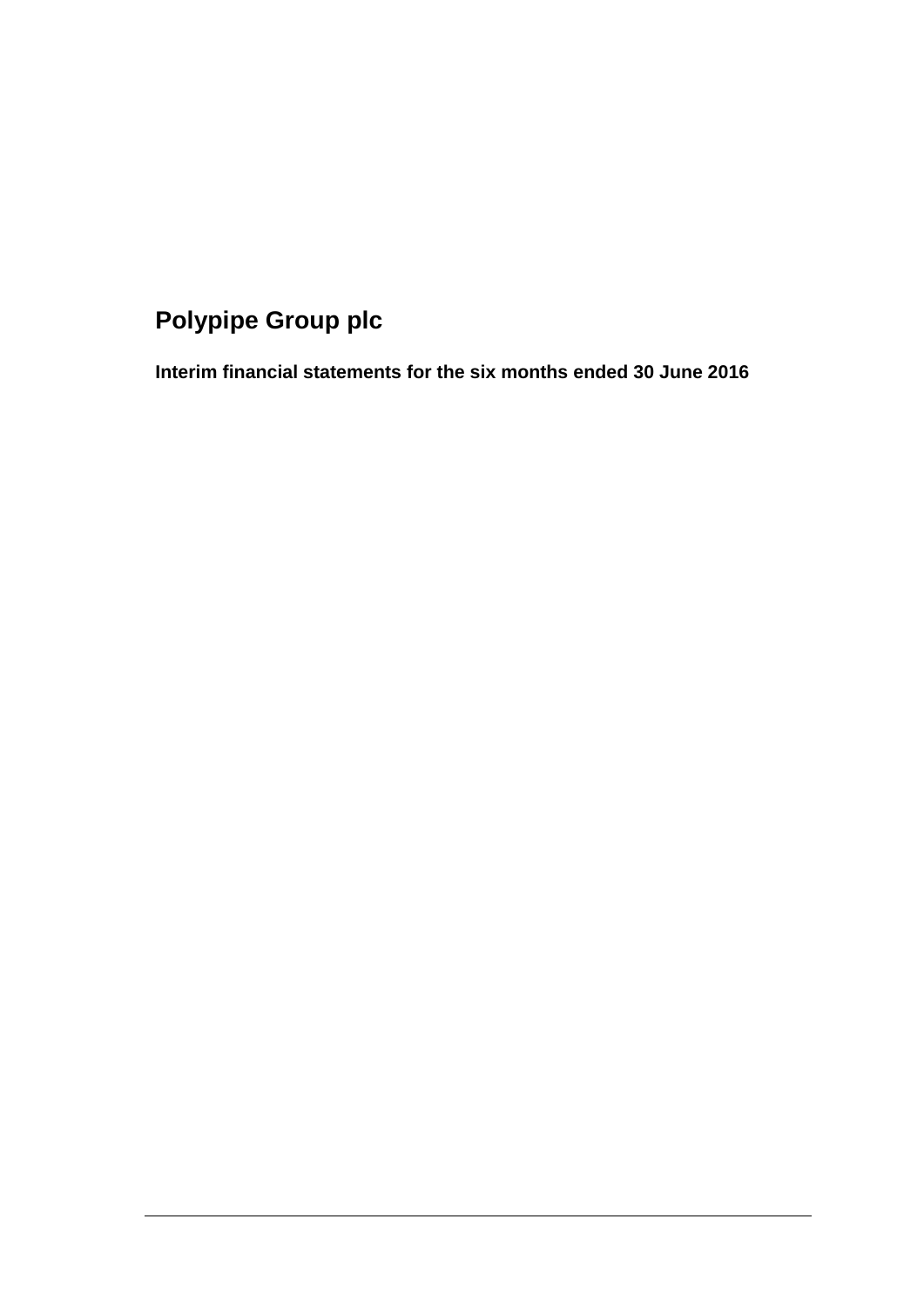# Polypipe Group plc

**Interim financial statements for the six months ended 30 June 2016**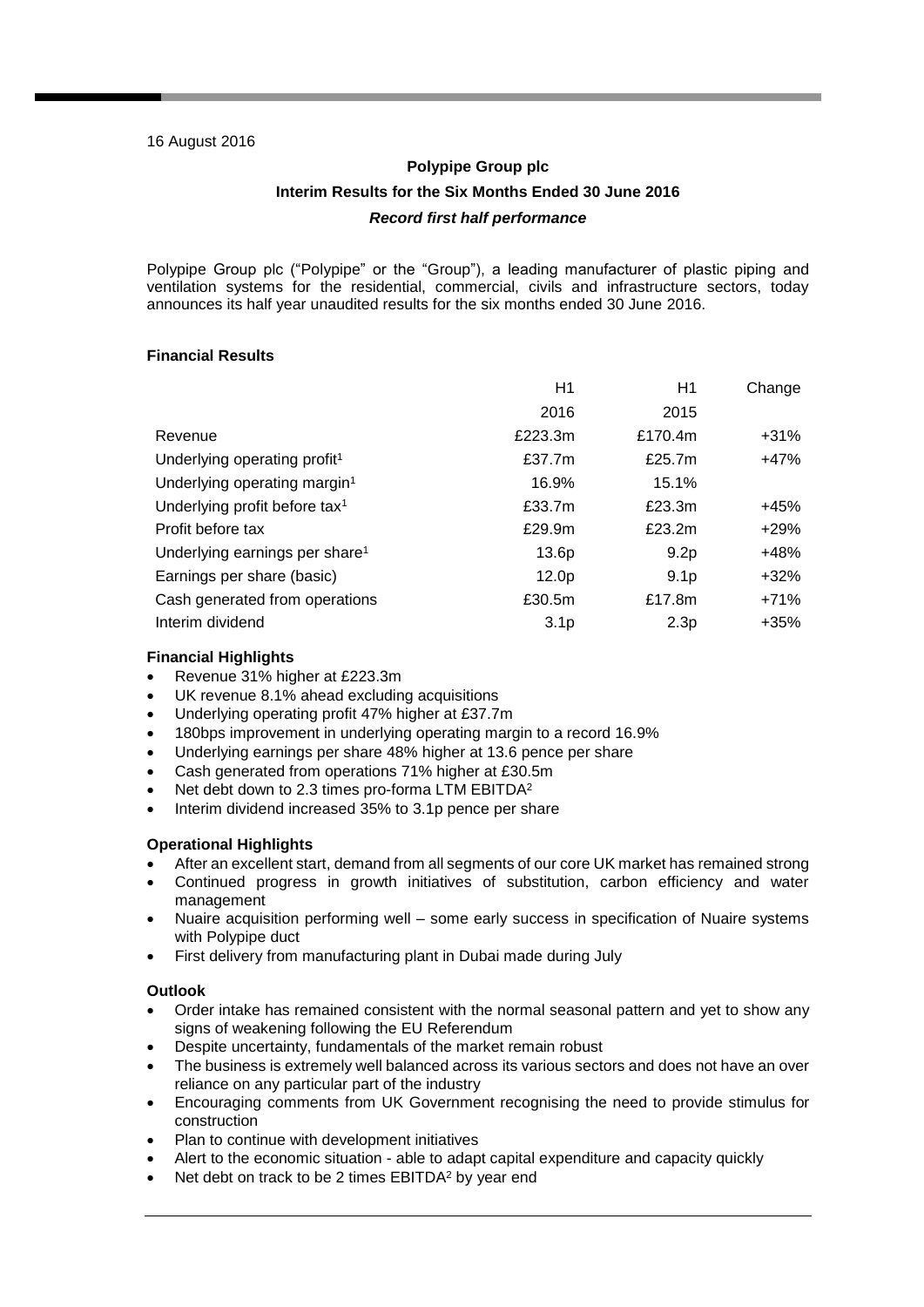16 August 2016

# Polypipe Group plc

## Interim Results for the Six Months Ended 30 June 2016

### *Record first half performance*

Polypipe Group plc ("Polypipe" or the "Group"), a leading manufacturer of plastic piping and ventilation systems for the residential, commercial, civils and infrastructure sectors, today announces its half year unaudited results for the six months ended 30 June 2016.

**Financial Results**

| | H1 2016 | H1 2015 | Change |
|---|---|---|---|
| Revenue | £223.3m | £170.4m | +31% |
| Underlying operating profit[1] | £37.7m | £25.7m | +47% |
| Underlying operating margin[1] | 16.9% | 15.1% | |
| Underlying profit before tax[1] | £33.7m | £23.3m | +45% |
| Profit before tax | £29.9m | £23.2m | +29% |
| Underlying earnings per share[1] | 13.6p | 9.2p | +48% |
| Earnings per share (basic) | 12.0p | 9.1p | +32% |
| Cash generated from operations | £30.5m | £17.8m | +71% |
| Interim dividend | 3.1p | 2.3p | +35% |

**Financial Highlights**

- Revenue 31% higher at £223.3m
- UK revenue 8.1% ahead excluding acquisitions
- Underlying operating profit 47% higher at £37.7m
- 180bps improvement in underlying operating margin to a record 16.9%
- Underlying earnings per share 48% higher at 13.6 pence per share
- Cash generated from operations 71% higher at £30.5m
- Net debt down to 2.3 times pro-forma LTM EBITDA[2]
- Interim dividend increased 35% to 3.1p pence per share

**Operational Highlights**

- After an excellent start, demand from all segments of our core UK market has remained strong
- Continued progress in growth initiatives of substitution, carbon efficiency and water management
- Nuaire acquisition performing well – some early success in specification of Nuaire systems with Polypipe duct
- First delivery from manufacturing plant in Dubai made during July

**Outlook**

- Order intake has remained consistent with the normal seasonal pattern and yet to show any signs of weakening following the EU Referendum
- Despite uncertainty, fundamentals of the market remain robust
- The business is extremely well balanced across its various sectors and does not have an over reliance on any particular part of the industry
- Encouraging comments from UK Government recognising the need to provide stimulus for construction
- Plan to continue with development initiatives
- Alert to the economic situation - able to adapt capital expenditure and capacity quickly
- Net debt on track to be 2 times EBITDA[2] by year end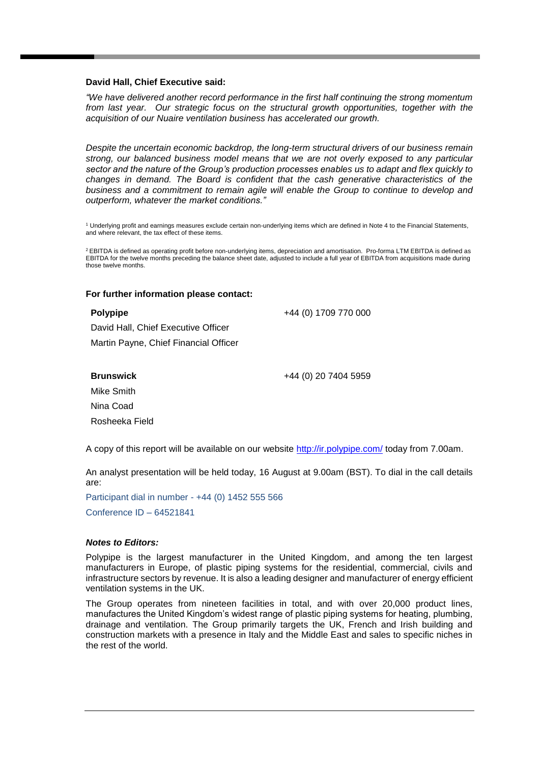**David Hall, Chief Executive said:**

*"We have delivered another record performance in the first half continuing the strong momentum from last year. Our strategic focus on the structural growth opportunities, together with the acquisition of our Nuaire ventilation business has accelerated our growth.*

*Despite the uncertain economic backdrop, the long-term structural drivers of our business remain strong, our balanced business model means that we are not overly exposed to any particular sector and the nature of the Group's production processes enables us to adapt and flex quickly to changes in demand. The Board is confident that the cash generative characteristics of the business and a commitment to remain agile will enable the Group to continue to develop and outperform, whatever the market conditions."*

[1] Underlying profit and earnings measures exclude certain non-underlying items which are defined in Note 4 to the Financial Statements, and where relevant, the tax effect of these items.

[2] EBITDA is defined as operating profit before non-underlying items, depreciation and amortisation. Pro-forma LTM EBITDA is defined as EBITDA for the twelve months preceding the balance sheet date, adjusted to include a full year of EBITDA from acquisitions made during those twelve months.

**For further information please contact:**

**Polypipe** +44 (0) 1709 770 000

David Hall, Chief Executive Officer

Martin Payne, Chief Financial Officer

**Brunswick** +44 (0) 20 7404 5959

Mike Smith

Nina Coad

Rosheeka Field

A copy of this report will be available on our website http://ir.polypipe.com/ today from 7.00am.

An analyst presentation will be held today, 16 August at 9.00am (BST). To dial in the call details are:

Participant dial in number - +44 (0) 1452 555 566

Conference ID – 64521841

***Notes to Editors:***

Polypipe is the largest manufacturer in the United Kingdom, and among the ten largest manufacturers in Europe, of plastic piping systems for the residential, commercial, civils and infrastructure sectors by revenue. It is also a leading designer and manufacturer of energy efficient ventilation systems in the UK.

The Group operates from nineteen facilities in total, and with over 20,000 product lines, manufactures the United Kingdom's widest range of plastic piping systems for heating, plumbing, drainage and ventilation. The Group primarily targets the UK, French and Irish building and construction markets with a presence in Italy and the Middle East and sales to specific niches in the rest of the world.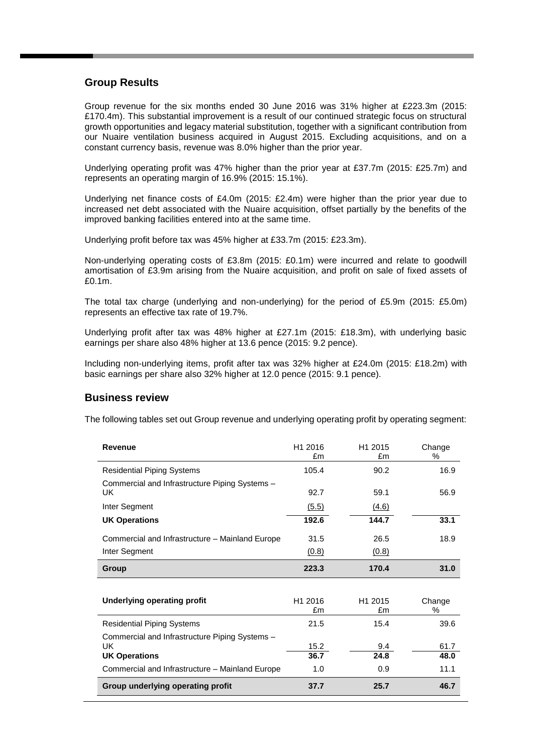## Group Results

Group revenue for the six months ended 30 June 2016 was 31% higher at £223.3m (2015: £170.4m). This substantial improvement is a result of our continued strategic focus on structural growth opportunities and legacy material substitution, together with a significant contribution from our Nuaire ventilation business acquired in August 2015. Excluding acquisitions, and on a constant currency basis, revenue was 8.0% higher than the prior year.

Underlying operating profit was 47% higher than the prior year at £37.7m (2015: £25.7m) and represents an operating margin of 16.9% (2015: 15.1%).

Underlying net finance costs of £4.0m (2015: £2.4m) were higher than the prior year due to increased net debt associated with the Nuaire acquisition, offset partially by the benefits of the improved banking facilities entered into at the same time.

Underlying profit before tax was 45% higher at £33.7m (2015: £23.3m).

Non-underlying operating costs of £3.8m (2015: £0.1m) were incurred and relate to goodwill amortisation of £3.9m arising from the Nuaire acquisition, and profit on sale of fixed assets of £0.1m.

The total tax charge (underlying and non-underlying) for the period of £5.9m (2015: £5.0m) represents an effective tax rate of 19.7%.

Underlying profit after tax was 48% higher at £27.1m (2015: £18.3m), with underlying basic earnings per share also 48% higher at 13.6 pence (2015: 9.2 pence).

Including non-underlying items, profit after tax was 32% higher at £24.0m (2015: £18.2m) with basic earnings per share also 32% higher at 12.0 pence (2015: 9.1 pence).

## Business review

The following tables set out Group revenue and underlying operating profit by operating segment:

| **Revenue** | H1 2016 £m | H1 2015 £m | Change % |
|---|---|---|---|
| Residential Piping Systems | 105.4 | 90.2 | 16.9 |
| Commercial and Infrastructure Piping Systems – UK | 92.7 | 59.1 | 56.9 |
| Inter Segment | (5.5) | (4.6) | |
| **UK Operations** | **192.6** | **144.7** | **33.1** |
| Commercial and Infrastructure – Mainland Europe | 31.5 | 26.5 | 18.9 |
| Inter Segment | (0.8) | (0.8) | |
| **Group** | **223.3** | **170.4** | **31.0** |

| **Underlying operating profit** | H1 2016 £m | H1 2015 £m | Change % |
|---|---|---|---|
| Residential Piping Systems | 21.5 | 15.4 | 39.6 |
| Commercial and Infrastructure Piping Systems – UK | 15.2 | 9.4 | 61.7 |
| **UK Operations** | **36.7** | **24.8** | **48.0** |
| Commercial and Infrastructure – Mainland Europe | 1.0 | 0.9 | 11.1 |
| **Group underlying operating profit** | **37.7** | **25.7** | **46.7** |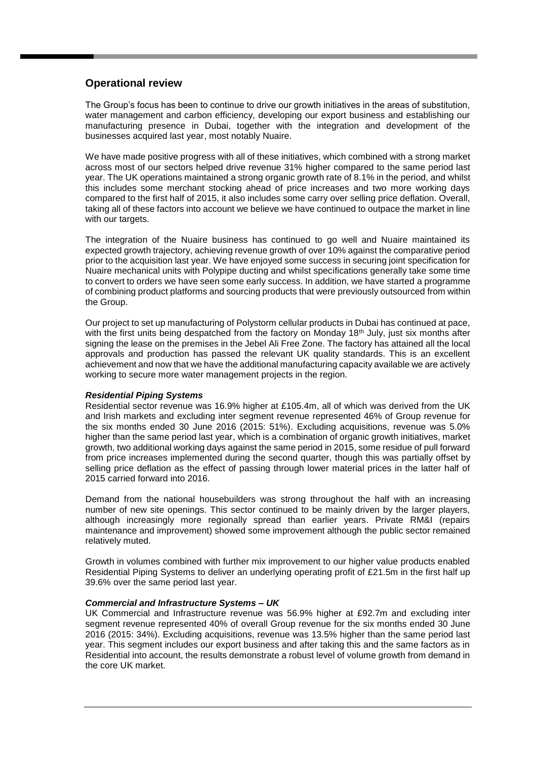## Operational review

The Group's focus has been to continue to drive our growth initiatives in the areas of substitution, water management and carbon efficiency, developing our export business and establishing our manufacturing presence in Dubai, together with the integration and development of the businesses acquired last year, most notably Nuaire.

We have made positive progress with all of these initiatives, which combined with a strong market across most of our sectors helped drive revenue 31% higher compared to the same period last year. The UK operations maintained a strong organic growth rate of 8.1% in the period, and whilst this includes some merchant stocking ahead of price increases and two more working days compared to the first half of 2015, it also includes some carry over selling price deflation. Overall, taking all of these factors into account we believe we have continued to outpace the market in line with our targets.

The integration of the Nuaire business has continued to go well and Nuaire maintained its expected growth trajectory, achieving revenue growth of over 10% against the comparative period prior to the acquisition last year. We have enjoyed some success in securing joint specification for Nuaire mechanical units with Polypipe ducting and whilst specifications generally take some time to convert to orders we have seen some early success. In addition, we have started a programme of combining product platforms and sourcing products that were previously outsourced from within the Group.

Our project to set up manufacturing of Polystorm cellular products in Dubai has continued at pace, with the first units being despatched from the factory on Monday 18th July, just six months after signing the lease on the premises in the Jebel Ali Free Zone. The factory has attained all the local approvals and production has passed the relevant UK quality standards. This is an excellent achievement and now that we have the additional manufacturing capacity available we are actively working to secure more water management projects in the region.

***Residential Piping Systems***

Residential sector revenue was 16.9% higher at £105.4m, all of which was derived from the UK and Irish markets and excluding inter segment revenue represented 46% of Group revenue for the six months ended 30 June 2016 (2015: 51%). Excluding acquisitions, revenue was 5.0% higher than the same period last year, which is a combination of organic growth initiatives, market growth, two additional working days against the same period in 2015, some residue of pull forward from price increases implemented during the second quarter, though this was partially offset by selling price deflation as the effect of passing through lower material prices in the latter half of 2015 carried forward into 2016.

Demand from the national housebuilders was strong throughout the half with an increasing number of new site openings. This sector continued to be mainly driven by the larger players, although increasingly more regionally spread than earlier years. Private RM&I (repairs maintenance and improvement) showed some improvement although the public sector remained relatively muted.

Growth in volumes combined with further mix improvement to our higher value products enabled Residential Piping Systems to deliver an underlying operating profit of £21.5m in the first half up 39.6% over the same period last year.

***Commercial and Infrastructure Systems – UK***

UK Commercial and Infrastructure revenue was 56.9% higher at £92.7m and excluding inter segment revenue represented 40% of overall Group revenue for the six months ended 30 June 2016 (2015: 34%). Excluding acquisitions, revenue was 13.5% higher than the same period last year. This segment includes our export business and after taking this and the same factors as in Residential into account, the results demonstrate a robust level of volume growth from demand in the core UK market.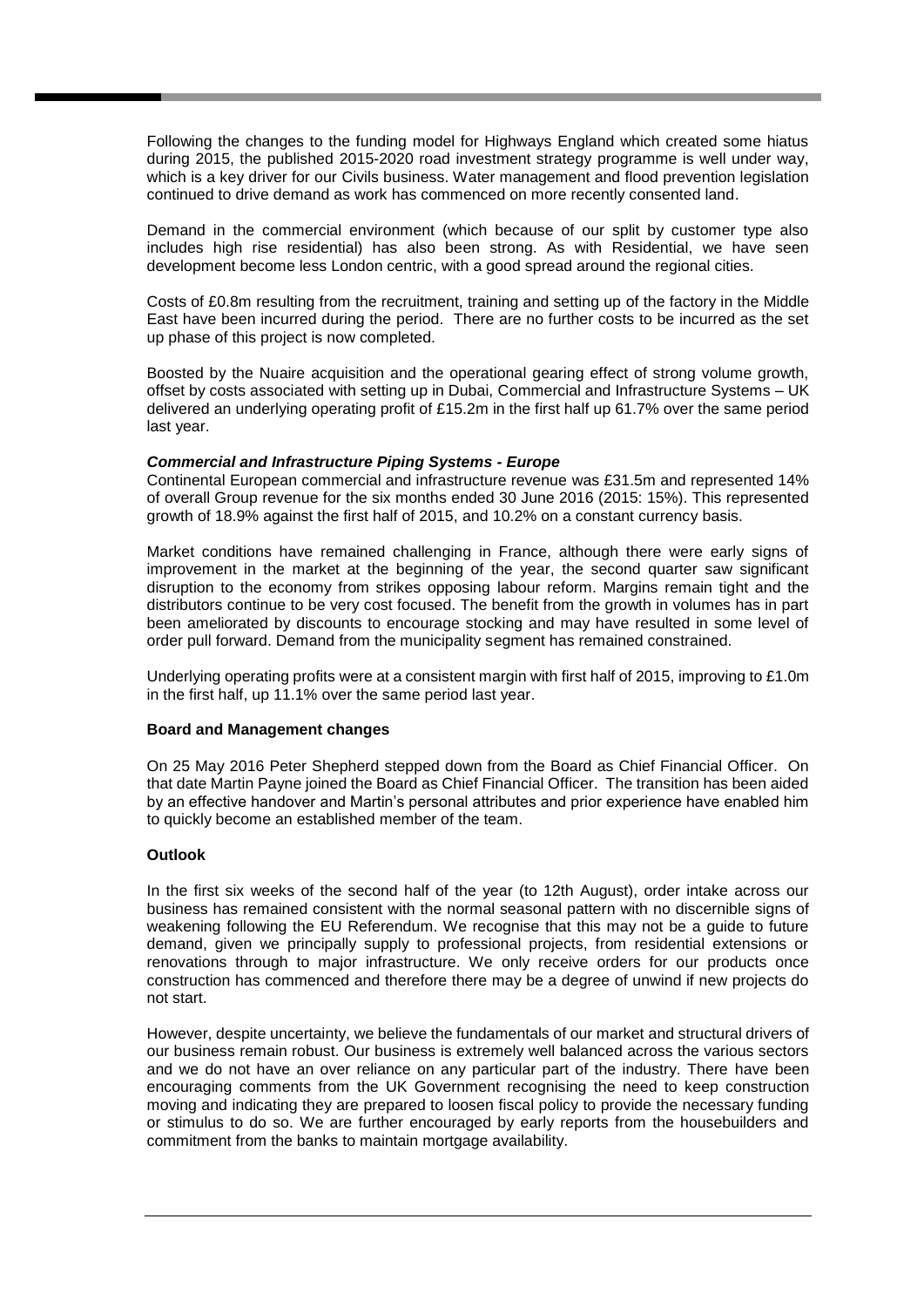Following the changes to the funding model for Highways England which created some hiatus during 2015, the published 2015-2020 road investment strategy programme is well under way, which is a key driver for our Civils business. Water management and flood prevention legislation continued to drive demand as work has commenced on more recently consented land.

Demand in the commercial environment (which because of our split by customer type also includes high rise residential) has also been strong. As with Residential, we have seen development become less London centric, with a good spread around the regional cities.

Costs of £0.8m resulting from the recruitment, training and setting up of the factory in the Middle East have been incurred during the period. There are no further costs to be incurred as the set up phase of this project is now completed.

Boosted by the Nuaire acquisition and the operational gearing effect of strong volume growth, offset by costs associated with setting up in Dubai, Commercial and Infrastructure Systems – UK delivered an underlying operating profit of £15.2m in the first half up 61.7% over the same period last year.

***Commercial and Infrastructure Piping Systems - Europe***

Continental European commercial and infrastructure revenue was £31.5m and represented 14% of overall Group revenue for the six months ended 30 June 2016 (2015: 15%). This represented growth of 18.9% against the first half of 2015, and 10.2% on a constant currency basis.

Market conditions have remained challenging in France, although there were early signs of improvement in the market at the beginning of the year, the second quarter saw significant disruption to the economy from strikes opposing labour reform. Margins remain tight and the distributors continue to be very cost focused. The benefit from the growth in volumes has in part been ameliorated by discounts to encourage stocking and may have resulted in some level of order pull forward. Demand from the municipality segment has remained constrained.

Underlying operating profits were at a consistent margin with first half of 2015, improving to £1.0m in the first half, up 11.1% over the same period last year.

**Board and Management changes**

On 25 May 2016 Peter Shepherd stepped down from the Board as Chief Financial Officer. On that date Martin Payne joined the Board as Chief Financial Officer. The transition has been aided by an effective handover and Martin's personal attributes and prior experience have enabled him to quickly become an established member of the team.

**Outlook**

In the first six weeks of the second half of the year (to 12th August), order intake across our business has remained consistent with the normal seasonal pattern with no discernible signs of weakening following the EU Referendum. We recognise that this may not be a guide to future demand, given we principally supply to professional projects, from residential extensions or renovations through to major infrastructure. We only receive orders for our products once construction has commenced and therefore there may be a degree of unwind if new projects do not start.

However, despite uncertainty, we believe the fundamentals of our market and structural drivers of our business remain robust. Our business is extremely well balanced across the various sectors and we do not have an over reliance on any particular part of the industry. There have been encouraging comments from the UK Government recognising the need to keep construction moving and indicating they are prepared to loosen fiscal policy to provide the necessary funding or stimulus to do so. We are further encouraged by early reports from the housebuilders and commitment from the banks to maintain mortgage availability.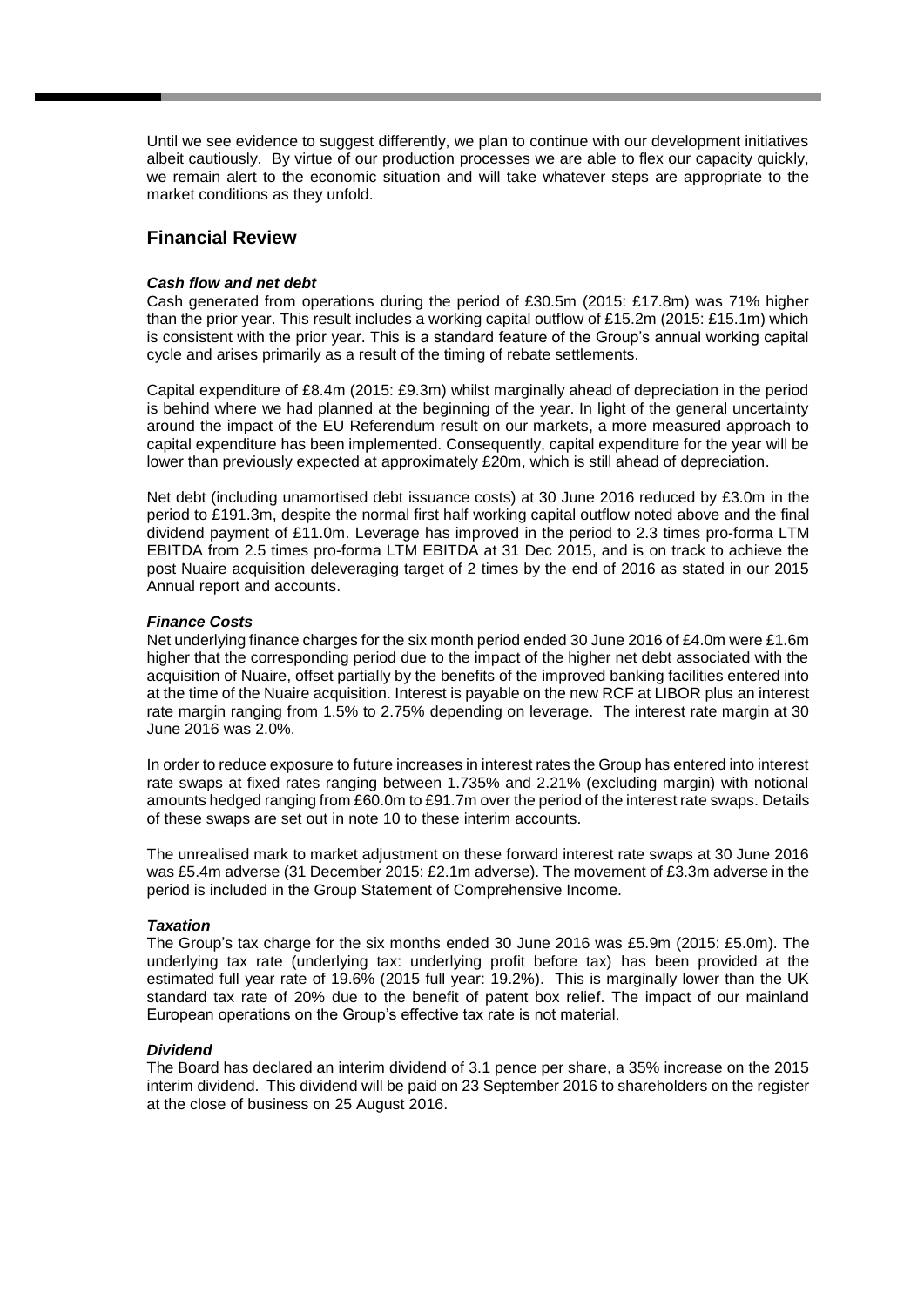Until we see evidence to suggest differently, we plan to continue with our development initiatives albeit cautiously. By virtue of our production processes we are able to flex our capacity quickly, we remain alert to the economic situation and will take whatever steps are appropriate to the market conditions as they unfold.

## Financial Review

***Cash flow and net debt***

Cash generated from operations during the period of £30.5m (2015: £17.8m) was 71% higher than the prior year. This result includes a working capital outflow of £15.2m (2015: £15.1m) which is consistent with the prior year. This is a standard feature of the Group's annual working capital cycle and arises primarily as a result of the timing of rebate settlements.

Capital expenditure of £8.4m (2015: £9.3m) whilst marginally ahead of depreciation in the period is behind where we had planned at the beginning of the year. In light of the general uncertainty around the impact of the EU Referendum result on our markets, a more measured approach to capital expenditure has been implemented. Consequently, capital expenditure for the year will be lower than previously expected at approximately £20m, which is still ahead of depreciation.

Net debt (including unamortised debt issuance costs) at 30 June 2016 reduced by £3.0m in the period to £191.3m, despite the normal first half working capital outflow noted above and the final dividend payment of £11.0m. Leverage has improved in the period to 2.3 times pro-forma LTM EBITDA from 2.5 times pro-forma LTM EBITDA at 31 Dec 2015, and is on track to achieve the post Nuaire acquisition deleveraging target of 2 times by the end of 2016 as stated in our 2015 Annual report and accounts.

***Finance Costs***

Net underlying finance charges for the six month period ended 30 June 2016 of £4.0m were £1.6m higher that the corresponding period due to the impact of the higher net debt associated with the acquisition of Nuaire, offset partially by the benefits of the improved banking facilities entered into at the time of the Nuaire acquisition. Interest is payable on the new RCF at LIBOR plus an interest rate margin ranging from 1.5% to 2.75% depending on leverage. The interest rate margin at 30 June 2016 was 2.0%.

In order to reduce exposure to future increases in interest rates the Group has entered into interest rate swaps at fixed rates ranging between 1.735% and 2.21% (excluding margin) with notional amounts hedged ranging from £60.0m to £91.7m over the period of the interest rate swaps. Details of these swaps are set out in note 10 to these interim accounts.

The unrealised mark to market adjustment on these forward interest rate swaps at 30 June 2016 was £5.4m adverse (31 December 2015: £2.1m adverse). The movement of £3.3m adverse in the period is included in the Group Statement of Comprehensive Income.

***Taxation***

The Group's tax charge for the six months ended 30 June 2016 was £5.9m (2015: £5.0m). The underlying tax rate (underlying tax: underlying profit before tax) has been provided at the estimated full year rate of 19.6% (2015 full year: 19.2%). This is marginally lower than the UK standard tax rate of 20% due to the benefit of patent box relief. The impact of our mainland European operations on the Group's effective tax rate is not material.

***Dividend***

The Board has declared an interim dividend of 3.1 pence per share, a 35% increase on the 2015 interim dividend. This dividend will be paid on 23 September 2016 to shareholders on the register at the close of business on 25 August 2016.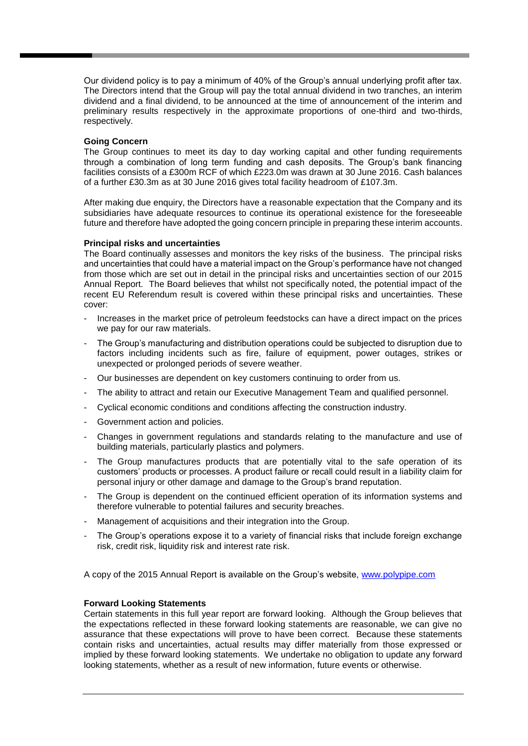Our dividend policy is to pay a minimum of 40% of the Group's annual underlying profit after tax. The Directors intend that the Group will pay the total annual dividend in two tranches, an interim dividend and a final dividend, to be announced at the time of announcement of the interim and preliminary results respectively in the approximate proportions of one-third and two-thirds, respectively.

**Going Concern**

The Group continues to meet its day to day working capital and other funding requirements through a combination of long term funding and cash deposits. The Group's bank financing facilities consists of a £300m RCF of which £223.0m was drawn at 30 June 2016. Cash balances of a further £30.3m as at 30 June 2016 gives total facility headroom of £107.3m.

After making due enquiry, the Directors have a reasonable expectation that the Company and its subsidiaries have adequate resources to continue its operational existence for the foreseeable future and therefore have adopted the going concern principle in preparing these interim accounts.

**Principal risks and uncertainties**

The Board continually assesses and monitors the key risks of the business. The principal risks and uncertainties that could have a material impact on the Group's performance have not changed from those which are set out in detail in the principal risks and uncertainties section of our 2015 Annual Report. The Board believes that whilst not specifically noted, the potential impact of the recent EU Referendum result is covered within these principal risks and uncertainties. These cover:

- Increases in the market price of petroleum feedstocks can have a direct impact on the prices we pay for our raw materials.
- The Group's manufacturing and distribution operations could be subjected to disruption due to factors including incidents such as fire, failure of equipment, power outages, strikes or unexpected or prolonged periods of severe weather.
- Our businesses are dependent on key customers continuing to order from us.
- The ability to attract and retain our Executive Management Team and qualified personnel.
- Cyclical economic conditions and conditions affecting the construction industry.
- Government action and policies.
- Changes in government regulations and standards relating to the manufacture and use of building materials, particularly plastics and polymers.
- The Group manufactures products that are potentially vital to the safe operation of its customers' products or processes. A product failure or recall could result in a liability claim for personal injury or other damage and damage to the Group's brand reputation.
- The Group is dependent on the continued efficient operation of its information systems and therefore vulnerable to potential failures and security breaches.
- Management of acquisitions and their integration into the Group.
- The Group's operations expose it to a variety of financial risks that include foreign exchange risk, credit risk, liquidity risk and interest rate risk.

A copy of the 2015 Annual Report is available on the Group's website, www.polypipe.com

**Forward Looking Statements**

Certain statements in this full year report are forward looking. Although the Group believes that the expectations reflected in these forward looking statements are reasonable, we can give no assurance that these expectations will prove to have been correct. Because these statements contain risks and uncertainties, actual results may differ materially from those expressed or implied by these forward looking statements. We undertake no obligation to update any forward looking statements, whether as a result of new information, future events or otherwise.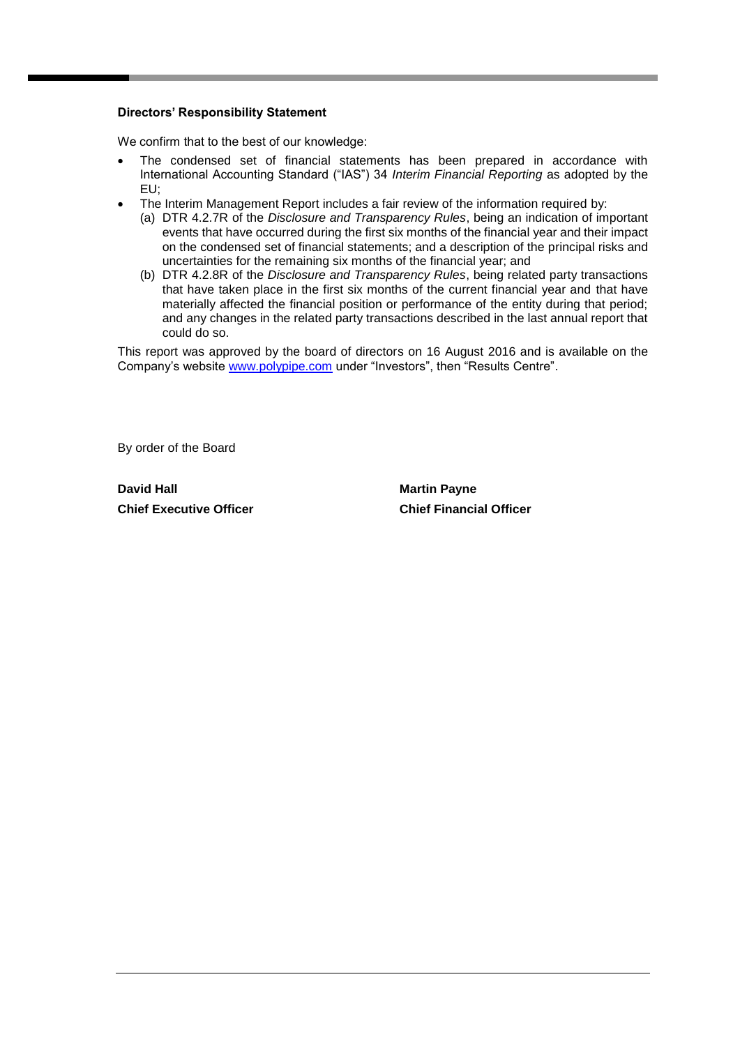**Directors' Responsibility Statement**

We confirm that to the best of our knowledge:

- The condensed set of financial statements has been prepared in accordance with International Accounting Standard ("IAS") 34 *Interim Financial Reporting* as adopted by the EU;
- The Interim Management Report includes a fair review of the information required by:
  (a) DTR 4.2.7R of the *Disclosure and Transparency Rules*, being an indication of important events that have occurred during the first six months of the financial year and their impact on the condensed set of financial statements; and a description of the principal risks and uncertainties for the remaining six months of the financial year; and
  (b) DTR 4.2.8R of the *Disclosure and Transparency Rules*, being related party transactions that have taken place in the first six months of the current financial year and that have materially affected the financial position or performance of the entity during that period; and any changes in the related party transactions described in the last annual report that could do so.

This report was approved by the board of directors on 16 August 2016 and is available on the Company's website www.polypipe.com under "Investors", then "Results Centre".

By order of the Board

**David Hall**
**Chief Executive Officer**

**Martin Payne**
**Chief Financial Officer**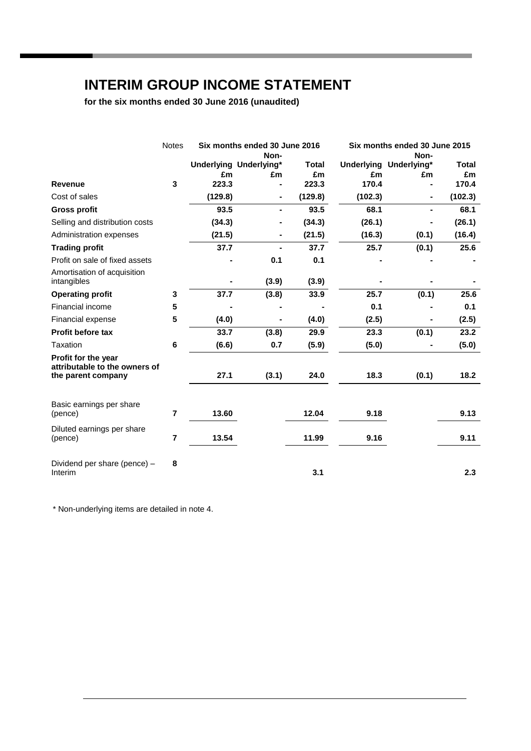# INTERIM GROUP INCOME STATEMENT

**for the six months ended 30 June 2016 (unaudited)**

| | Notes | Six months ended 30 June 2016 | | | Six months ended 30 June 2015 | | |
|---|---|---|---|---|---|---|---|
| | | Underlying £m | Non-Underlying* £m | Total £m | Underlying £m | Non-Underlying* £m | Total £m |
| **Revenue** | 3 | 223.3 | - | 223.3 | 170.4 | - | 170.4 |
| Cost of sales | | (129.8) | - | (129.8) | (102.3) | - | (102.3) |
| **Gross profit** | | 93.5 | - | 93.5 | 68.1 | - | 68.1 |
| Selling and distribution costs | | (34.3) | - | (34.3) | (26.1) | - | (26.1) |
| Administration expenses | | (21.5) | - | (21.5) | (16.3) | (0.1) | (16.4) |
| **Trading profit** | | 37.7 | - | 37.7 | 25.7 | (0.1) | 25.6 |
| Profit on sale of fixed assets | | - | 0.1 | 0.1 | - | - | - |
| Amortisation of acquisition intangibles | | - | (3.9) | (3.9) | - | - | - |
| **Operating profit** | 3 | 37.7 | (3.8) | 33.9 | 25.7 | (0.1) | 25.6 |
| Financial income | 5 | - | - | - | 0.1 | - | 0.1 |
| Financial expense | 5 | (4.0) | - | (4.0) | (2.5) | - | (2.5) |
| **Profit before tax** | | 33.7 | (3.8) | 29.9 | 23.3 | (0.1) | 23.2 |
| Taxation | 6 | (6.6) | 0.7 | (5.9) | (5.0) | - | (5.0) |
| **Profit for the year attributable to the owners of the parent company** | | 27.1 | (3.1) | 24.0 | 18.3 | (0.1) | 18.2 |
| Basic earnings per share (pence) | 7 | 13.60 | | 12.04 | 9.18 | | 9.13 |
| Diluted earnings per share (pence) | 7 | 13.54 | | 11.99 | 9.16 | | 9.11 |
| Dividend per share (pence) – Interim | 8 | | | 3.1 | | | 2.3 |

* Non-underlying items are detailed in note 4.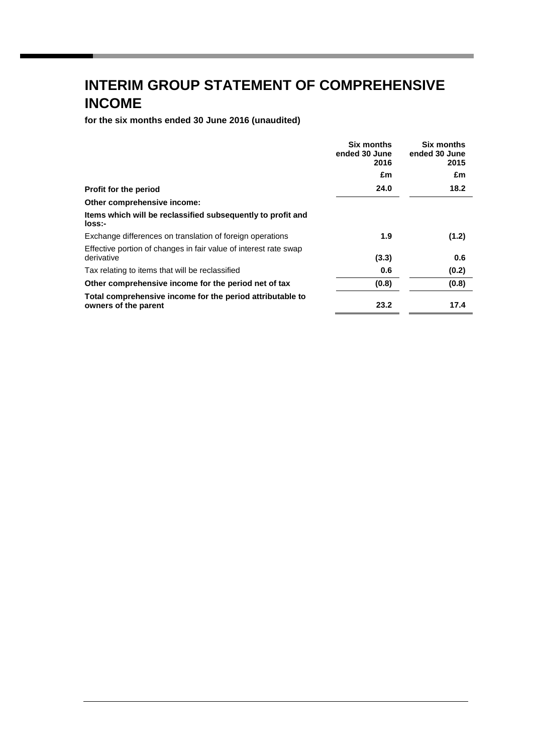# INTERIM GROUP STATEMENT OF COMPREHENSIVE INCOME

**for the six months ended 30 June 2016 (unaudited)**

| | Six months ended 30 June 2016 | Six months ended 30 June 2015 |
|---|---|---|
| | £m | £m |
| **Profit for the period** | **24.0** | **18.2** |
| **Other comprehensive income:** | | |
| **Items which will be reclassified subsequently to profit and loss:-** | | |
| Exchange differences on translation of foreign operations | **1.9** | **(1.2)** |
| Effective portion of changes in fair value of interest rate swap derivative | **(3.3)** | **0.6** |
| Tax relating to items that will be reclassified | **0.6** | **(0.2)** |
| **Other comprehensive income for the period net of tax** | **(0.8)** | **(0.8)** |
| **Total comprehensive income for the period attributable to owners of the parent** | **23.2** | **17.4** |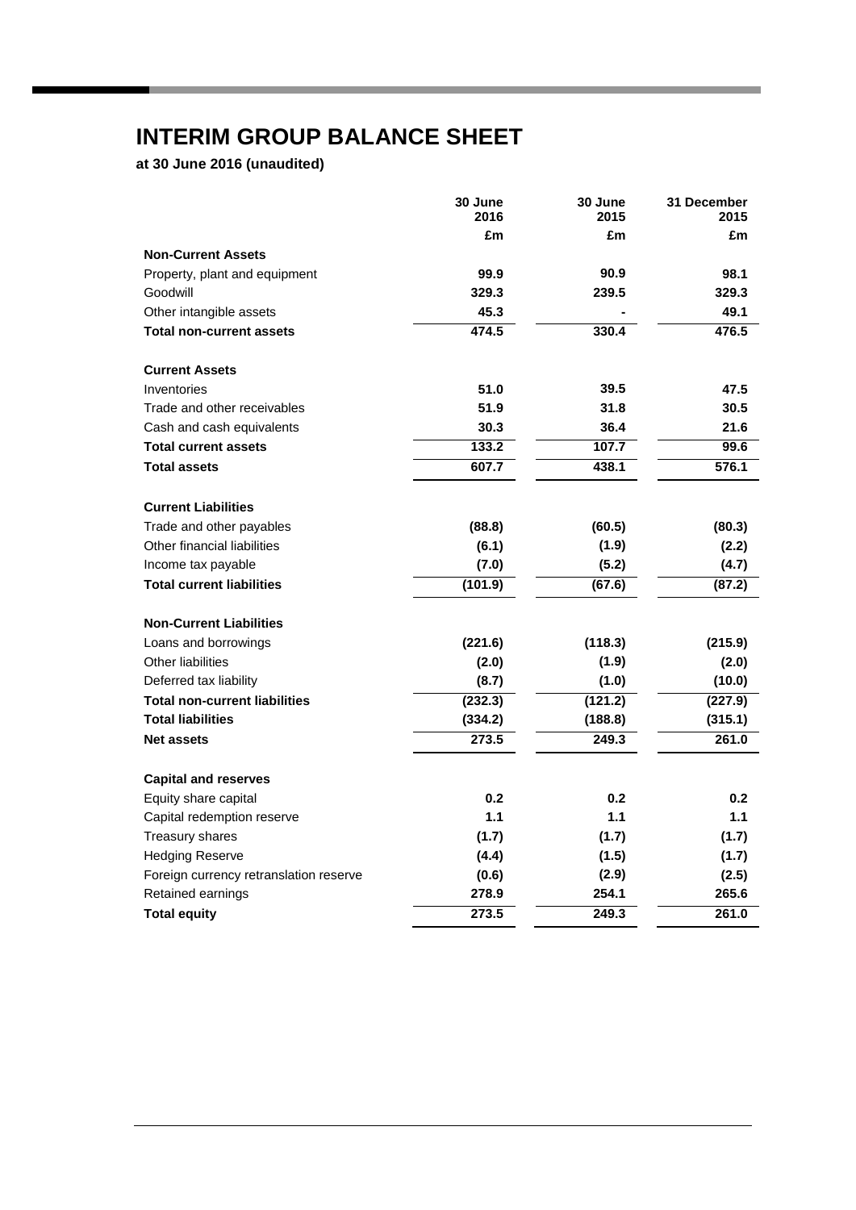# INTERIM GROUP BALANCE SHEET

**at 30 June 2016 (unaudited)**

| | 30 June 2016 | 30 June 2015 | 31 December 2015 |
|---|---|---|---|
| | £m | £m | £m |
| **Non-Current Assets** | | | |
| Property, plant and equipment | **99.9** | 90.9 | 98.1 |
| Goodwill | **329.3** | 239.5 | 329.3 |
| Other intangible assets | **45.3** | - | 49.1 |
| **Total non-current assets** | **474.5** | 330.4 | 476.5 |
| **Current Assets** | | | |
| Inventories | **51.0** | 39.5 | 47.5 |
| Trade and other receivables | **51.9** | 31.8 | 30.5 |
| Cash and cash equivalents | **30.3** | 36.4 | 21.6 |
| **Total current assets** | **133.2** | 107.7 | 99.6 |
| **Total assets** | **607.7** | 438.1 | 576.1 |
| **Current Liabilities** | | | |
| Trade and other payables | **(88.8)** | (60.5) | (80.3) |
| Other financial liabilities | **(6.1)** | (1.9) | (2.2) |
| Income tax payable | **(7.0)** | (5.2) | (4.7) |
| **Total current liabilities** | **(101.9)** | (67.6) | (87.2) |
| **Non-Current Liabilities** | | | |
| Loans and borrowings | **(221.6)** | (118.3) | (215.9) |
| Other liabilities | **(2.0)** | (1.9) | (2.0) |
| Deferred tax liability | **(8.7)** | (1.0) | (10.0) |
| **Total non-current liabilities** | **(232.3)** | (121.2) | (227.9) |
| **Total liabilities** | **(334.2)** | (188.8) | (315.1) |
| **Net assets** | **273.5** | 249.3 | 261.0 |
| **Capital and reserves** | | | |
| Equity share capital | **0.2** | 0.2 | 0.2 |
| Capital redemption reserve | **1.1** | 1.1 | 1.1 |
| Treasury shares | **(1.7)** | (1.7) | (1.7) |
| Hedging Reserve | **(4.4)** | (1.5) | (1.7) |
| Foreign currency retranslation reserve | **(0.6)** | (2.9) | (2.5) |
| Retained earnings | **278.9** | 254.1 | 265.6 |
| **Total equity** | **273.5** | 249.3 | 261.0 |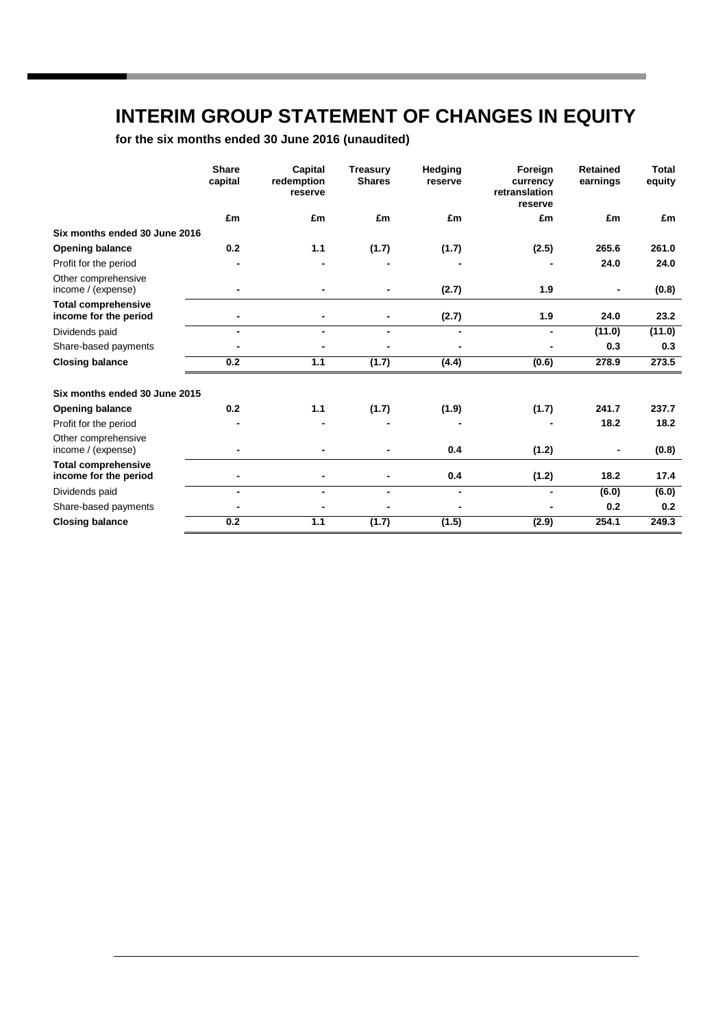# INTERIM GROUP STATEMENT OF CHANGES IN EQUITY

**for the six months ended 30 June 2016 (unaudited)**

| | Share capital | Capital redemption reserve | Treasury Shares | Hedging reserve | Foreign currency retranslation reserve | Retained earnings | Total equity |
|---|---|---|---|---|---|---|---|
| | £m | £m | £m | £m | £m | £m | £m |
| **Six months ended 30 June 2016** | | | | | | | |
| **Opening balance** | **0.2** | **1.1** | **(1.7)** | **(1.7)** | **(2.5)** | **265.6** | **261.0** |
| Profit for the period | - | - | - | - | - | **24.0** | **24.0** |
| Other comprehensive income / (expense) | - | - | - | **(2.7)** | **1.9** | - | **(0.8)** |
| **Total comprehensive income for the period** | - | - | - | **(2.7)** | **1.9** | **24.0** | **23.2** |
| Dividends paid | - | - | - | - | - | **(11.0)** | **(11.0)** |
| Share-based payments | - | - | - | - | - | **0.3** | **0.3** |
| **Closing balance** | **0.2** | **1.1** | **(1.7)** | **(4.4)** | **(0.6)** | **278.9** | **273.5** |
| | | | | | | | |
| **Six months ended 30 June 2015** | | | | | | | |
| **Opening balance** | **0.2** | **1.1** | **(1.7)** | **(1.9)** | **(1.7)** | **241.7** | **237.7** |
| Profit for the period | - | - | - | - | - | **18.2** | **18.2** |
| Other comprehensive income / (expense) | - | - | - | **0.4** | **(1.2)** | - | **(0.8)** |
| **Total comprehensive income for the period** | - | - | - | **0.4** | **(1.2)** | **18.2** | **17.4** |
| Dividends paid | - | - | - | - | - | **(6.0)** | **(6.0)** |
| Share-based payments | - | - | - | - | - | **0.2** | **0.2** |
| **Closing balance** | **0.2** | **1.1** | **(1.7)** | **(1.5)** | **(2.9)** | **254.1** | **249.3** |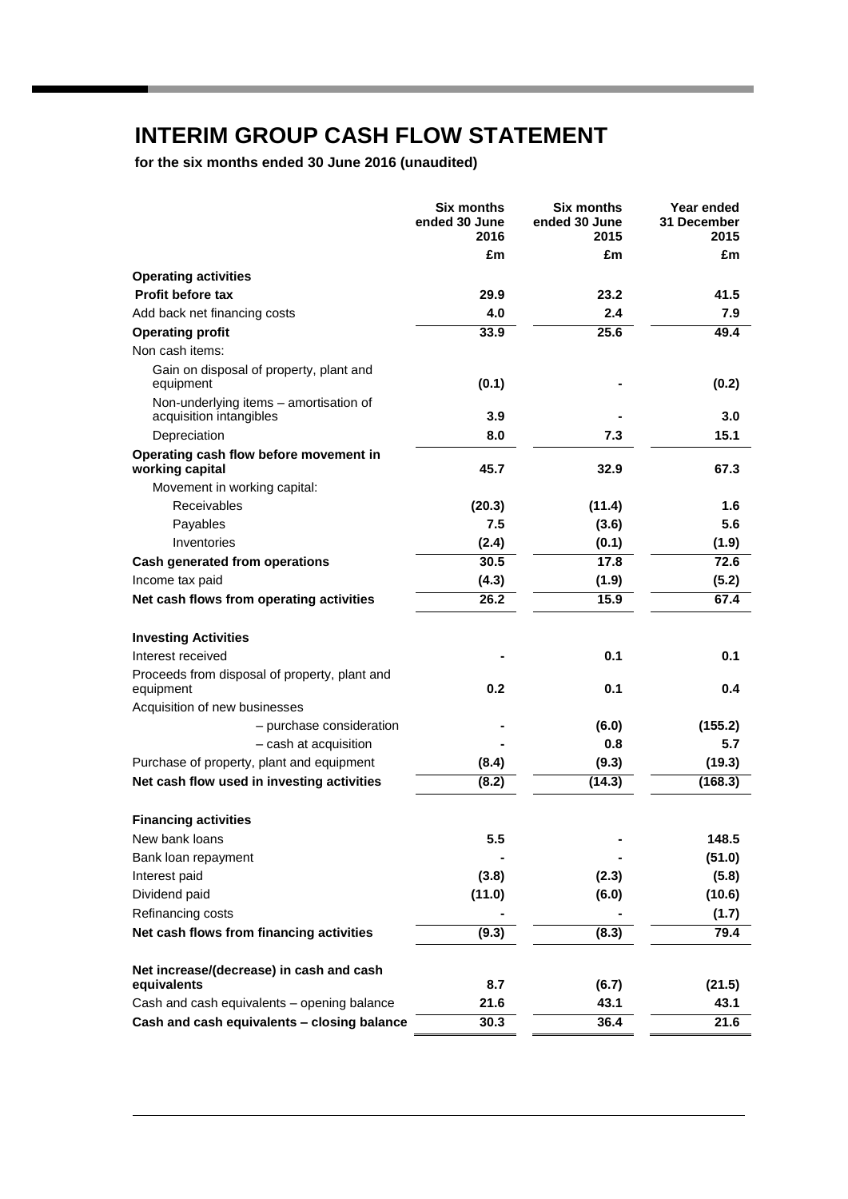# INTERIM GROUP CASH FLOW STATEMENT

**for the six months ended 30 June 2016 (unaudited)**

| | Six months ended 30 June 2016 | Six months ended 30 June 2015 | Year ended 31 December 2015 |
|---|---|---|---|
| | £m | £m | £m |
| **Operating activities** | | | |
| **Profit before tax** | **29.9** | **23.2** | **41.5** |
| Add back net financing costs | **4.0** | **2.4** | **7.9** |
| **Operating profit** | **33.9** | **25.6** | **49.4** |
| Non cash items: | | | |
| Gain on disposal of property, plant and equipment | **(0.1)** | **-** | **(0.2)** |
| Non-underlying items – amortisation of acquisition intangibles | **3.9** | **-** | **3.0** |
| Depreciation | **8.0** | **7.3** | **15.1** |
| **Operating cash flow before movement in working capital** | **45.7** | **32.9** | **67.3** |
| Movement in working capital: | | | |
| Receivables | **(20.3)** | **(11.4)** | **1.6** |
| Payables | **7.5** | **(3.6)** | **5.6** |
| Inventories | **(2.4)** | **(0.1)** | **(1.9)** |
| **Cash generated from operations** | **30.5** | **17.8** | **72.6** |
| Income tax paid | **(4.3)** | **(1.9)** | **(5.2)** |
| **Net cash flows from operating activities** | **26.2** | **15.9** | **67.4** |
| | | | |
| **Investing Activities** | | | |
| Interest received | **-** | **0.1** | **0.1** |
| Proceeds from disposal of property, plant and equipment | **0.2** | **0.1** | **0.4** |
| Acquisition of new businesses | | | |
| – purchase consideration | **-** | **(6.0)** | **(155.2)** |
| – cash at acquisition | **-** | **0.8** | **5.7** |
| Purchase of property, plant and equipment | **(8.4)** | **(9.3)** | **(19.3)** |
| **Net cash flow used in investing activities** | **(8.2)** | **(14.3)** | **(168.3)** |
| | | | |
| **Financing activities** | | | |
| New bank loans | **5.5** | **-** | **148.5** |
| Bank loan repayment | **-** | **-** | **(51.0)** |
| Interest paid | **(3.8)** | **(2.3)** | **(5.8)** |
| Dividend paid | **(11.0)** | **(6.0)** | **(10.6)** |
| Refinancing costs | **-** | **-** | **(1.7)** |
| **Net cash flows from financing activities** | **(9.3)** | **(8.3)** | **79.4** |
| | | | |
| **Net increase/(decrease) in cash and cash equivalents** | **8.7** | **(6.7)** | **(21.5)** |
| Cash and cash equivalents – opening balance | **21.6** | **43.1** | **43.1** |
| **Cash and cash equivalents – closing balance** | **30.3** | **36.4** | **21.6** |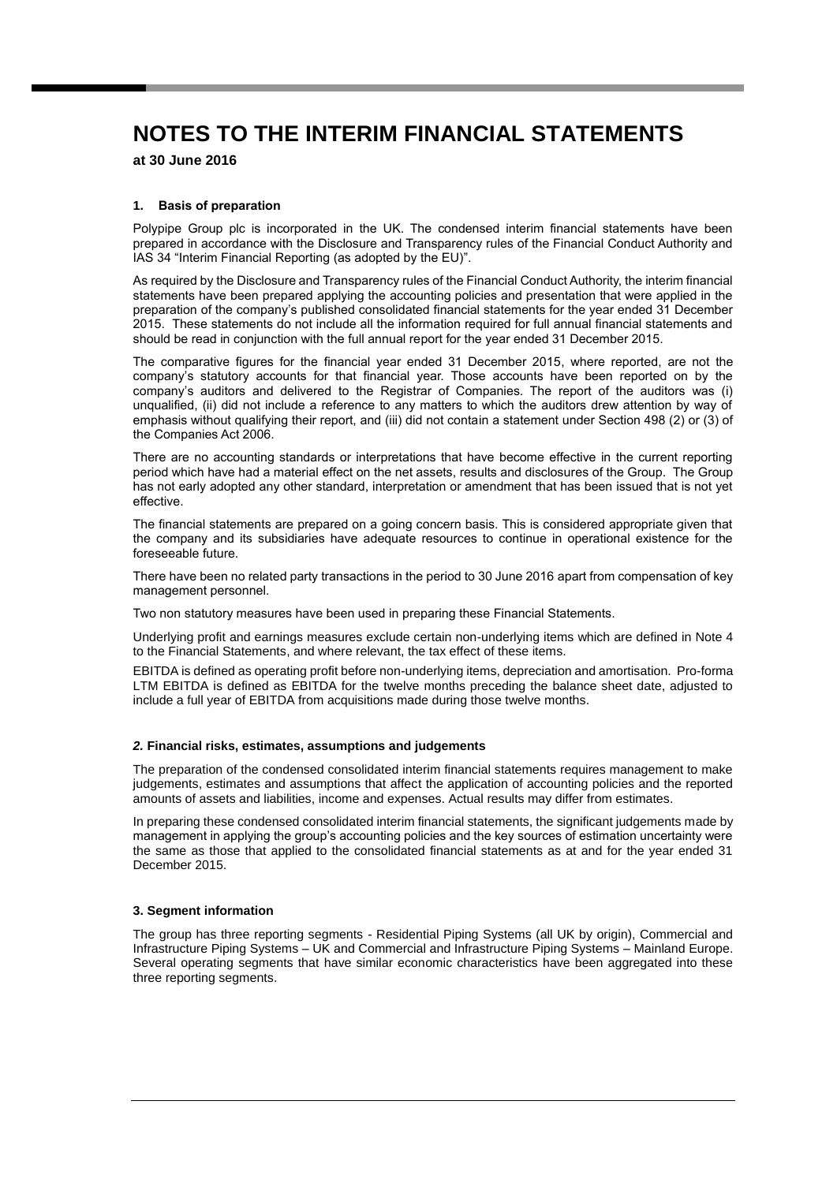# NOTES TO THE INTERIM FINANCIAL STATEMENTS

**at 30 June 2016**

### 1. Basis of preparation

Polypipe Group plc is incorporated in the UK. The condensed interim financial statements have been prepared in accordance with the Disclosure and Transparency rules of the Financial Conduct Authority and IAS 34 "Interim Financial Reporting (as adopted by the EU)".

As required by the Disclosure and Transparency rules of the Financial Conduct Authority, the interim financial statements have been prepared applying the accounting policies and presentation that were applied in the preparation of the company's published consolidated financial statements for the year ended 31 December 2015. These statements do not include all the information required for full annual financial statements and should be read in conjunction with the full annual report for the year ended 31 December 2015.

The comparative figures for the financial year ended 31 December 2015, where reported, are not the company's statutory accounts for that financial year. Those accounts have been reported on by the company's auditors and delivered to the Registrar of Companies. The report of the auditors was (i) unqualified, (ii) did not include a reference to any matters to which the auditors drew attention by way of emphasis without qualifying their report, and (iii) did not contain a statement under Section 498 (2) or (3) of the Companies Act 2006.

There are no accounting standards or interpretations that have become effective in the current reporting period which have had a material effect on the net assets, results and disclosures of the Group. The Group has not early adopted any other standard, interpretation or amendment that has been issued that is not yet effective.

The financial statements are prepared on a going concern basis. This is considered appropriate given that the company and its subsidiaries have adequate resources to continue in operational existence for the foreseeable future.

There have been no related party transactions in the period to 30 June 2016 apart from compensation of key management personnel.

Two non statutory measures have been used in preparing these Financial Statements.

Underlying profit and earnings measures exclude certain non-underlying items which are defined in Note 4 to the Financial Statements, and where relevant, the tax effect of these items.

EBITDA is defined as operating profit before non-underlying items, depreciation and amortisation. Pro-forma LTM EBITDA is defined as EBITDA for the twelve months preceding the balance sheet date, adjusted to include a full year of EBITDA from acquisitions made during those twelve months.

### *2.* Financial risks, estimates, assumptions and judgements

The preparation of the condensed consolidated interim financial statements requires management to make judgements, estimates and assumptions that affect the application of accounting policies and the reported amounts of assets and liabilities, income and expenses. Actual results may differ from estimates.

In preparing these condensed consolidated interim financial statements, the significant judgements made by management in applying the group's accounting policies and the key sources of estimation uncertainty were the same as those that applied to the consolidated financial statements as at and for the year ended 31 December 2015.

### 3. Segment information

The group has three reporting segments - Residential Piping Systems (all UK by origin), Commercial and Infrastructure Piping Systems – UK and Commercial and Infrastructure Piping Systems – Mainland Europe. Several operating segments that have similar economic characteristics have been aggregated into these three reporting segments.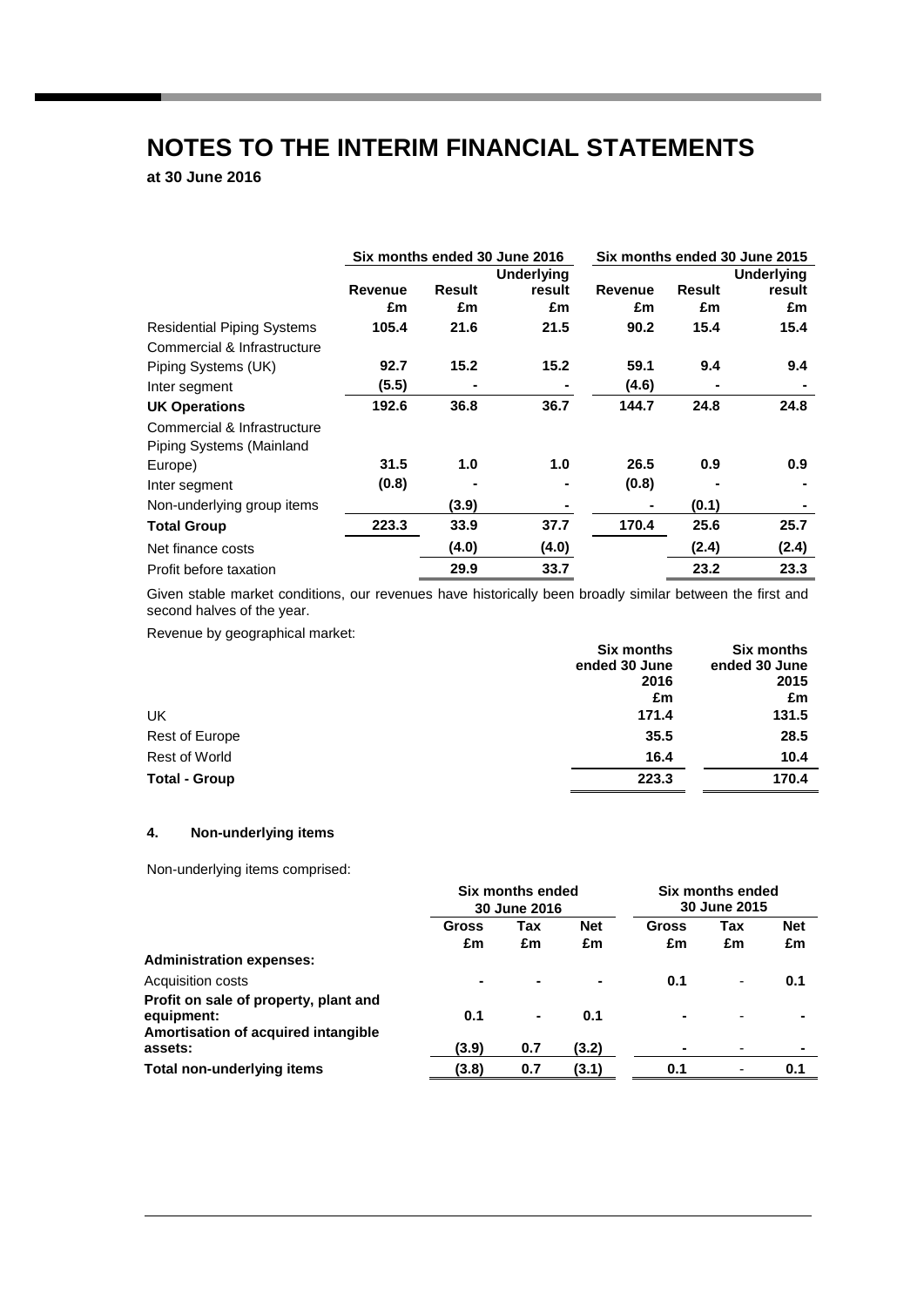# NOTES TO THE INTERIM FINANCIAL STATEMENTS

**at 30 June 2016**

| | Six months ended 30 June 2016 | | | Six months ended 30 June 2015 | | |
|---|---|---|---|---|---|---|
| | Revenue £m | Result £m | Underlying result £m | Revenue £m | Result £m | Underlying result £m |
| Residential Piping Systems | **105.4** | **21.6** | **21.5** | 90.2 | 15.4 | 15.4 |
| Commercial & Infrastructure Piping Systems (UK) | **92.7** | **15.2** | **15.2** | 59.1 | 9.4 | 9.4 |
| Inter segment | **(5.5)** | **-** | **-** | (4.6) | - | - |
| **UK Operations** | **192.6** | **36.8** | **36.7** | **144.7** | **24.8** | **24.8** |
| Commercial & Infrastructure Piping Systems (Mainland Europe) | **31.5** | **1.0** | **1.0** | 26.5 | 0.9 | 0.9 |
| Inter segment | **(0.8)** | **-** | **-** | (0.8) | - | - |
| Non-underlying group items | | **(3.9)** | **-** | - | (0.1) | - |
| **Total Group** | **223.3** | **33.9** | **37.7** | **170.4** | **25.6** | **25.7** |
| Net finance costs | | **(4.0)** | **(4.0)** | | (2.4) | (2.4) |
| Profit before taxation | | **29.9** | **33.7** | | 23.2 | 23.3 |

Given stable market conditions, our revenues have historically been broadly similar between the first and second halves of the year.

Revenue by geographical market:

| | Six months ended 30 June 2016 £m | Six months ended 30 June 2015 £m |
|---|---|---|
| UK | **171.4** | 131.5 |
| Rest of Europe | **35.5** | 28.5 |
| Rest of World | **16.4** | 10.4 |
| **Total - Group** | **223.3** | **170.4** |

#### 4. Non-underlying items

Non-underlying items comprised:

| | Six months ended 30 June 2016 | | | Six months ended 30 June 2015 | | |
|---|---|---|---|---|---|---|
| | Gross £m | Tax £m | Net £m | Gross £m | Tax £m | Net £m |
| **Administration expenses:** | | | | | | |
| Acquisition costs | **-** | **-** | **-** | 0.1 | - | 0.1 |
| **Profit on sale of property, plant and equipment:** | **0.1** | **-** | **0.1** | - | - | - |
| **Amortisation of acquired intangible assets:** | **(3.9)** | **0.7** | **(3.2)** | - | - | - |
| **Total non-underlying items** | **(3.8)** | **0.7** | **(3.1)** | **0.1** | - | **0.1** |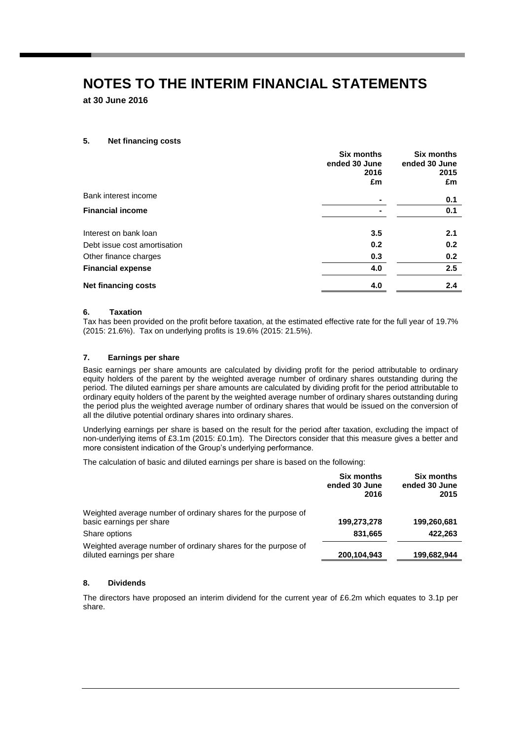# NOTES TO THE INTERIM FINANCIAL STATEMENTS

**at 30 June 2016**

### 5. Net financing costs

| | Six months ended 30 June 2016 £m | Six months ended 30 June 2015 £m |
|---|---|---|
| Bank interest income | - | 0.1 |
| **Financial income** | - | 0.1 |
| | | |
| Interest on bank loan | 3.5 | 2.1 |
| Debt issue cost amortisation | 0.2 | 0.2 |
| Other finance charges | 0.3 | 0.2 |
| **Financial expense** | 4.0 | 2.5 |
| **Net financing costs** | 4.0 | 2.4 |

### 6. Taxation

Tax has been provided on the profit before taxation, at the estimated effective rate for the full year of 19.7% (2015: 21.6%). Tax on underlying profits is 19.6% (2015: 21.5%).

### 7. Earnings per share

Basic earnings per share amounts are calculated by dividing profit for the period attributable to ordinary equity holders of the parent by the weighted average number of ordinary shares outstanding during the period. The diluted earnings per share amounts are calculated by dividing profit for the period attributable to ordinary equity holders of the parent by the weighted average number of ordinary shares outstanding during the period plus the weighted average number of ordinary shares that would be issued on the conversion of all the dilutive potential ordinary shares into ordinary shares.

Underlying earnings per share is based on the result for the period after taxation, excluding the impact of non-underlying items of £3.1m (2015: £0.1m). The Directors consider that this measure gives a better and more consistent indication of the Group's underlying performance.

The calculation of basic and diluted earnings per share is based on the following:

| | Six months ended 30 June 2016 | Six months ended 30 June 2015 |
|---|---|---|
| Weighted average number of ordinary shares for the purpose of basic earnings per share | 199,273,278 | 199,260,681 |
| Share options | 831,665 | 422,263 |
| Weighted average number of ordinary shares for the purpose of diluted earnings per share | 200,104,943 | 199,682,944 |

### 8. Dividends

The directors have proposed an interim dividend for the current year of £6.2m which equates to 3.1p per share.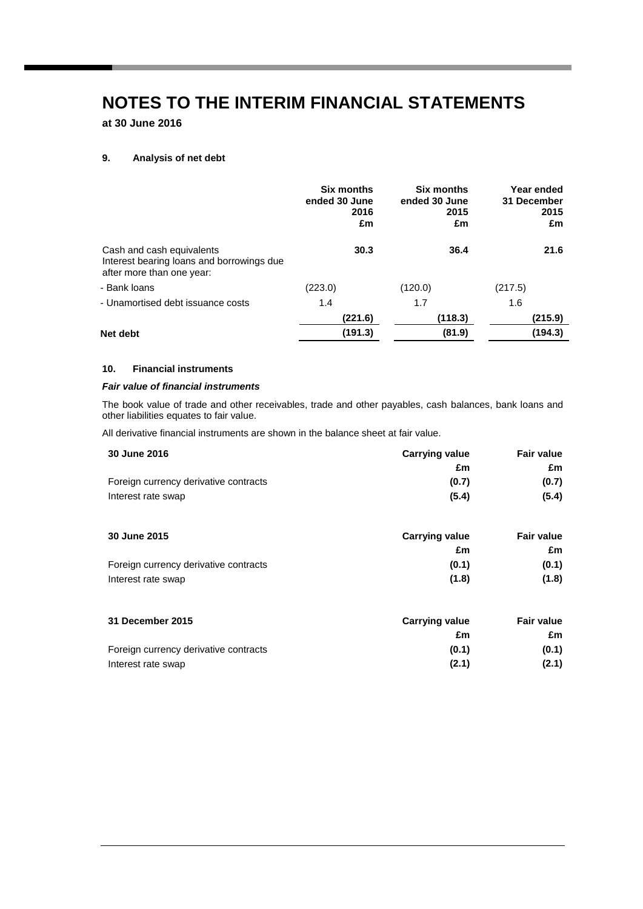# NOTES TO THE INTERIM FINANCIAL STATEMENTS

**at 30 June 2016**

## 9. Analysis of net debt

| | Six months ended 30 June 2016 £m | Six months ended 30 June 2015 £m | Year ended 31 December 2015 £m |
|---|---|---|---|
| Cash and cash equivalents | **30.3** | **36.4** | **21.6** |
| Interest bearing loans and borrowings due after more than one year: | | | |
| - Bank loans | (223.0) | (120.0) | (217.5) |
| - Unamortised debt issuance costs | 1.4 | 1.7 | 1.6 |
| | **(221.6)** | **(118.3)** | **(215.9)** |
| **Net debt** | **(191.3)** | **(81.9)** | **(194.3)** |

## 10. Financial instruments

***Fair value of financial instruments***

The book value of trade and other receivables, trade and other payables, cash balances, bank loans and other liabilities equates to fair value.

All derivative financial instruments are shown in the balance sheet at fair value.

| **30 June 2016** | **Carrying value £m** | **Fair value £m** |
|---|---|---|
| Foreign currency derivative contracts | **(0.7)** | **(0.7)** |
| Interest rate swap | **(5.4)** | **(5.4)** |

| **30 June 2015** | **Carrying value £m** | **Fair value £m** |
|---|---|---|
| Foreign currency derivative contracts | **(0.1)** | **(0.1)** |
| Interest rate swap | **(1.8)** | **(1.8)** |

| **31 December 2015** | **Carrying value £m** | **Fair value £m** |
|---|---|---|
| Foreign currency derivative contracts | **(0.1)** | **(0.1)** |
| Interest rate swap | **(2.1)** | **(2.1)** |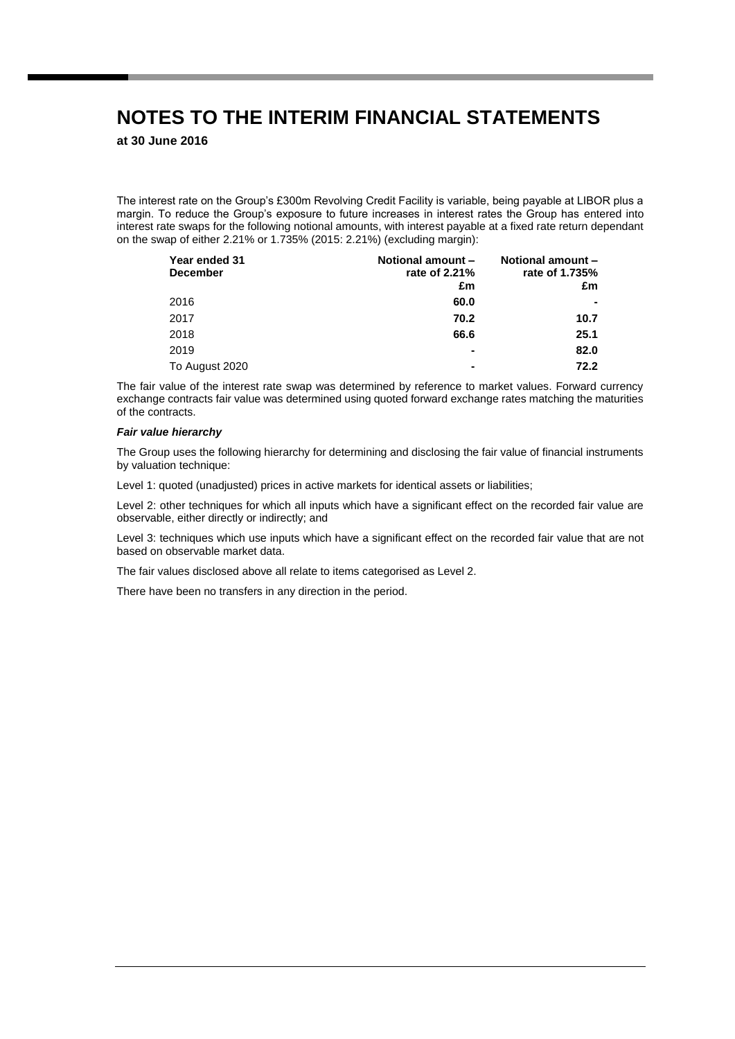# NOTES TO THE INTERIM FINANCIAL STATEMENTS

**at 30 June 2016**

The interest rate on the Group's £300m Revolving Credit Facility is variable, being payable at LIBOR plus a margin. To reduce the Group's exposure to future increases in interest rates the Group has entered into interest rate swaps for the following notional amounts, with interest payable at a fixed rate return dependant on the swap of either 2.21% or 1.735% (2015: 2.21%) (excluding margin):

| Year ended 31 December | Notional amount – rate of 2.21% £m | Notional amount – rate of 1.735% £m |
|---|---|---|
| 2016 | **60.0** | **-** |
| 2017 | **70.2** | **10.7** |
| 2018 | **66.6** | **25.1** |
| 2019 | **-** | **82.0** |
| To August 2020 | **-** | **72.2** |

The fair value of the interest rate swap was determined by reference to market values. Forward currency exchange contracts fair value was determined using quoted forward exchange rates matching the maturities of the contracts.

***Fair value hierarchy***

The Group uses the following hierarchy for determining and disclosing the fair value of financial instruments by valuation technique:

Level 1: quoted (unadjusted) prices in active markets for identical assets or liabilities;

Level 2: other techniques for which all inputs which have a significant effect on the recorded fair value are observable, either directly or indirectly; and

Level 3: techniques which use inputs which have a significant effect on the recorded fair value that are not based on observable market data.

The fair values disclosed above all relate to items categorised as Level 2.

There have been no transfers in any direction in the period.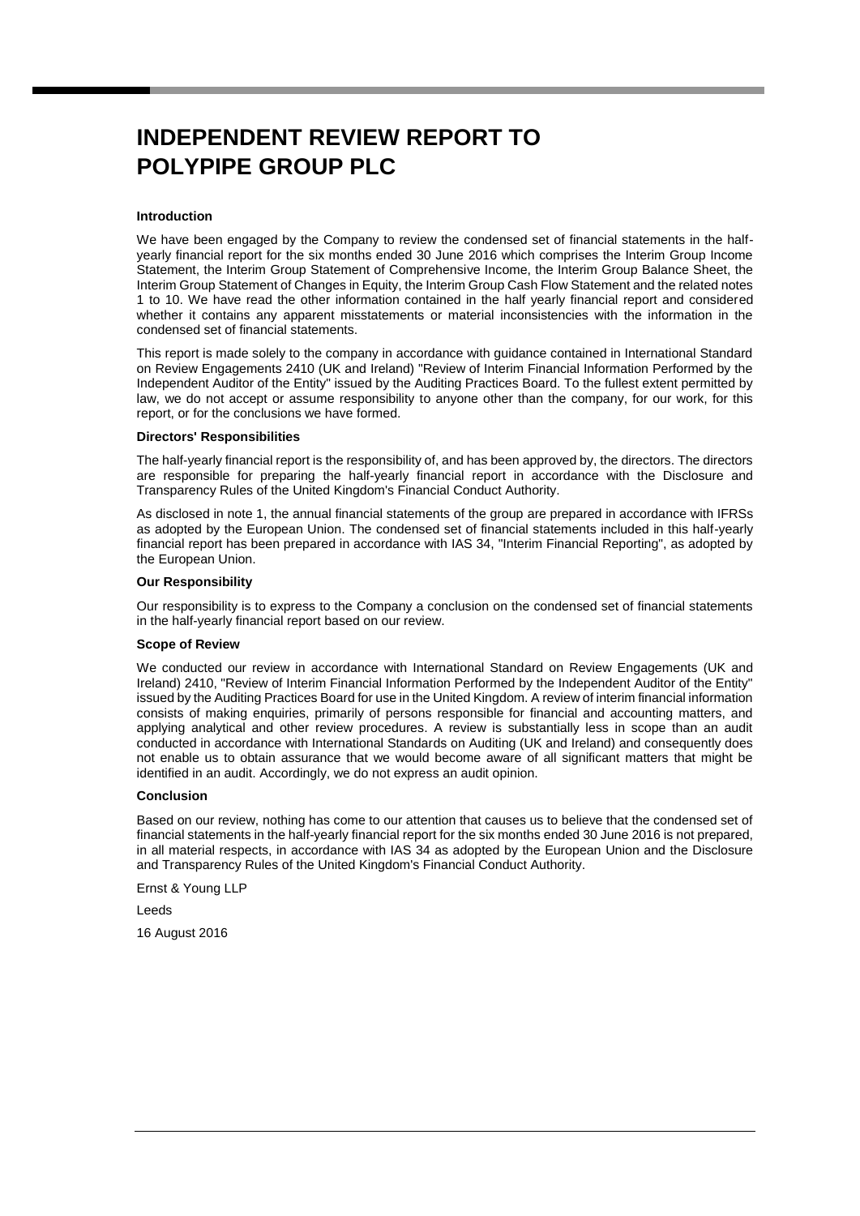# INDEPENDENT REVIEW REPORT TO POLYPIPE GROUP PLC

**Introduction**

We have been engaged by the Company to review the condensed set of financial statements in the half-yearly financial report for the six months ended 30 June 2016 which comprises the Interim Group Income Statement, the Interim Group Statement of Comprehensive Income, the Interim Group Balance Sheet, the Interim Group Statement of Changes in Equity, the Interim Group Cash Flow Statement and the related notes 1 to 10. We have read the other information contained in the half yearly financial report and considered whether it contains any apparent misstatements or material inconsistencies with the information in the condensed set of financial statements.

This report is made solely to the company in accordance with guidance contained in International Standard on Review Engagements 2410 (UK and Ireland) "Review of Interim Financial Information Performed by the Independent Auditor of the Entity" issued by the Auditing Practices Board. To the fullest extent permitted by law, we do not accept or assume responsibility to anyone other than the company, for our work, for this report, or for the conclusions we have formed.

**Directors' Responsibilities**

The half-yearly financial report is the responsibility of, and has been approved by, the directors. The directors are responsible for preparing the half-yearly financial report in accordance with the Disclosure and Transparency Rules of the United Kingdom's Financial Conduct Authority.

As disclosed in note 1, the annual financial statements of the group are prepared in accordance with IFRSs as adopted by the European Union. The condensed set of financial statements included in this half-yearly financial report has been prepared in accordance with IAS 34, "Interim Financial Reporting", as adopted by the European Union.

**Our Responsibility**

Our responsibility is to express to the Company a conclusion on the condensed set of financial statements in the half-yearly financial report based on our review.

**Scope of Review**

We conducted our review in accordance with International Standard on Review Engagements (UK and Ireland) 2410, "Review of Interim Financial Information Performed by the Independent Auditor of the Entity" issued by the Auditing Practices Board for use in the United Kingdom. A review of interim financial information consists of making enquiries, primarily of persons responsible for financial and accounting matters, and applying analytical and other review procedures. A review is substantially less in scope than an audit conducted in accordance with International Standards on Auditing (UK and Ireland) and consequently does not enable us to obtain assurance that we would become aware of all significant matters that might be identified in an audit. Accordingly, we do not express an audit opinion.

**Conclusion**

Based on our review, nothing has come to our attention that causes us to believe that the condensed set of financial statements in the half-yearly financial report for the six months ended 30 June 2016 is not prepared, in all material respects, in accordance with IAS 34 as adopted by the European Union and the Disclosure and Transparency Rules of the United Kingdom's Financial Conduct Authority.

Ernst & Young LLP

Leeds

16 August 2016